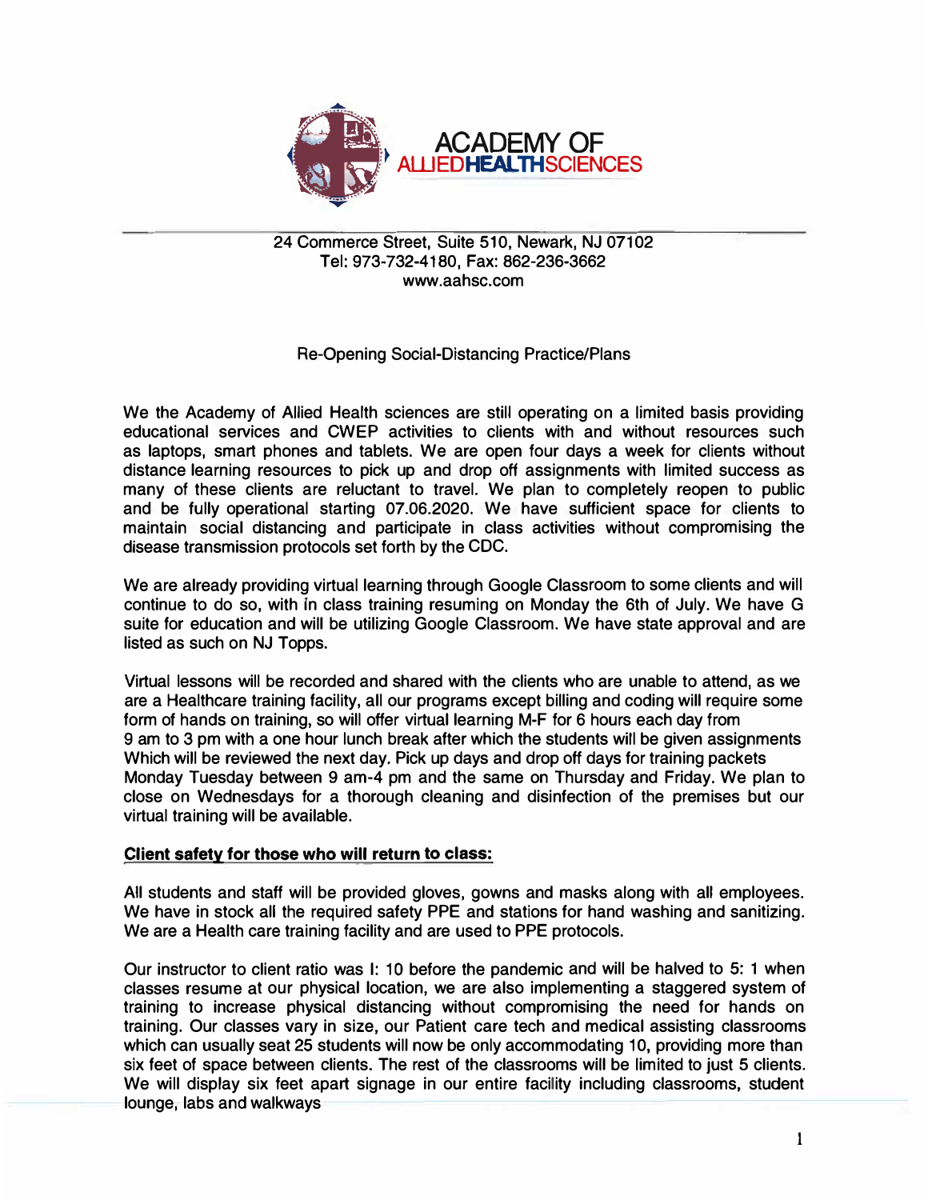# ACADEMY OF ALLIEDHEALTHSCIENCES

24 Commerce Street, Suite 510, Newark, NJ 07102
Tel: 973-732-4180, Fax: 862-236-3662
www.aahsc.com

## Re-Opening Social-Distancing Practice/Plans

We the Academy of Allied Health sciences are still operating on a limited basis providing educational services and CWEP activities to clients with and without resources such as laptops, smart phones and tablets. We are open four days a week for clients without distance learning resources to pick up and drop off assignments with limited success as many of these clients are reluctant to travel. We plan to completely reopen to public and be fully operational starting 07.06.2020. We have sufficient space for clients to maintain social distancing and participate in class activities without compromising the disease transmission protocols set forth by the CDC.

We are already providing virtual learning through Google Classroom to some clients and will continue to do so, with in class training resuming on Monday the 6th of July. We have G suite for education and will be utilizing Google Classroom. We have state approval and are listed as such on NJ Topps.

Virtual lessons will be recorded and shared with the clients who are unable to attend, as we are a Healthcare training facility, all our programs except billing and coding will require some form of hands on training, so will offer virtual learning M-F for 6 hours each day from 9 am to 3 pm with a one hour lunch break after which the students will be given assignments Which will be reviewed the next day. Pick up days and drop off days for training packets Monday Tuesday between 9 am-4 pm and the same on Thursday and Friday. We plan to close on Wednesdays for a thorough cleaning and disinfection of the premises but our virtual training will be available.

**Client safety for those who will return to class:**

All students and staff will be provided gloves, gowns and masks along with all employees. We have in stock all the required safety PPE and stations for hand washing and sanitizing. We are a Health care training facility and are used to PPE protocols.

Our instructor to client ratio was I: 10 before the pandemic and will be halved to 5: 1 when classes resume at our physical location, we are also implementing a staggered system of training to increase physical distancing without compromising the need for hands on training. Our classes vary in size, our Patient care tech and medical assisting classrooms which can usually seat 25 students will now be only accommodating 10, providing more than six feet of space between clients. The rest of the classrooms will be limited to just 5 clients. We will display six feet apart signage in our entire facility including classrooms, student lounge, labs and walkways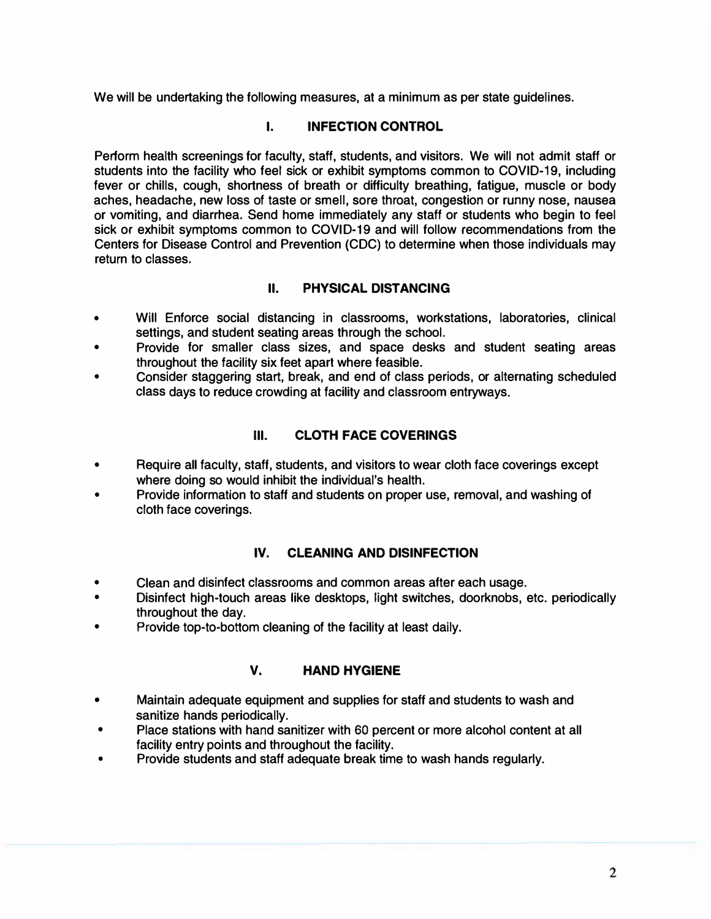We will be undertaking the following measures, at a minimum as per state guidelines.

## I. INFECTION CONTROL

Perform health screenings for faculty, staff, students, and visitors. We will not admit staff or students into the facility who feel sick or exhibit symptoms common to COVID-19, including fever or chills, cough, shortness of breath or difficulty breathing, fatigue, muscle or body aches, headache, new loss of taste or smell, sore throat, congestion or runny nose, nausea or vomiting, and diarrhea. Send home immediately any staff or students who begin to feel sick or exhibit symptoms common to COVID-19 and will follow recommendations from the Centers for Disease Control and Prevention (CDC) to determine when those individuals may return to classes.

## II. PHYSICAL DISTANCING

- Will Enforce social distancing in classrooms, workstations, laboratories, clinical settings, and student seating areas through the school.
- Provide for smaller class sizes, and space desks and student seating areas throughout the facility six feet apart where feasible.
- Consider staggering start, break, and end of class periods, or alternating scheduled class days to reduce crowding at facility and classroom entryways.

## III. CLOTH FACE COVERINGS

- Require all faculty, staff, students, and visitors to wear cloth face coverings except where doing so would inhibit the individual's health.
- Provide information to staff and students on proper use, removal, and washing of cloth face coverings.

## IV. CLEANING AND DISINFECTION

- Clean and disinfect classrooms and common areas after each usage.
- Disinfect high-touch areas like desktops, light switches, doorknobs, etc. periodically throughout the day.
- Provide top-to-bottom cleaning of the facility at least daily.

## V. HAND HYGIENE

- Maintain adequate equipment and supplies for staff and students to wash and sanitize hands periodically.
- Place stations with hand sanitizer with 60 percent or more alcohol content at all facility entry points and throughout the facility.
- Provide students and staff adequate break time to wash hands regularly.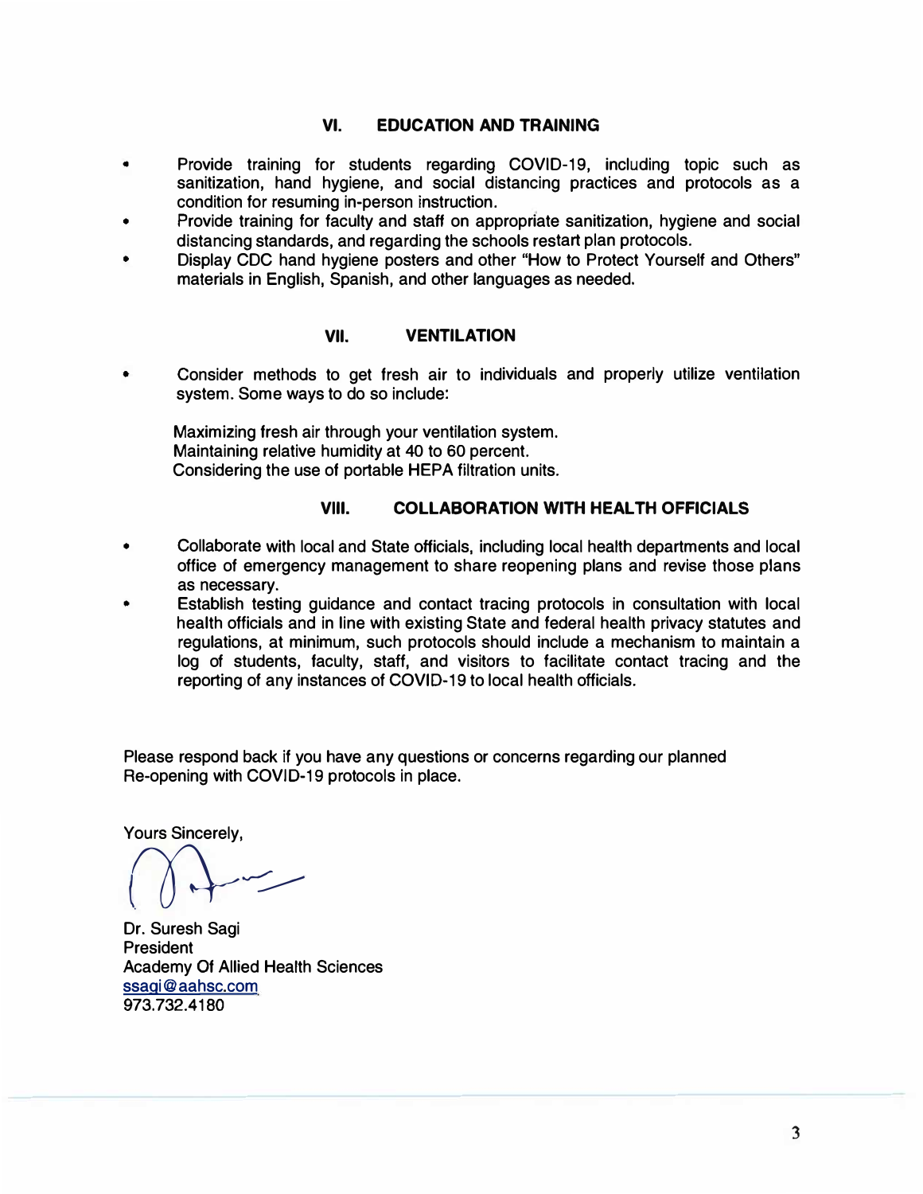## VI. EDUCATION AND TRAINING

- Provide training for students regarding COVID-19, including topic such as sanitization, hand hygiene, and social distancing practices and protocols as a condition for resuming in-person instruction.
- Provide training for faculty and staff on appropriate sanitization, hygiene and social distancing standards, and regarding the schools restart plan protocols.
- Display CDC hand hygiene posters and other "How to Protect Yourself and Others" materials in English, Spanish, and other languages as needed.

## VII. VENTILATION

- Consider methods to get fresh air to individuals and properly utilize ventilation system. Some ways to do so include:

  Maximizing fresh air through your ventilation system.
  Maintaining relative humidity at 40 to 60 percent.
  Considering the use of portable HEPA filtration units.

## VIII. COLLABORATION WITH HEALTH OFFICIALS

- Collaborate with local and State officials, including local health departments and local office of emergency management to share reopening plans and revise those plans as necessary.
- Establish testing guidance and contact tracing protocols in consultation with local health officials and in line with existing State and federal health privacy statutes and regulations, at minimum, such protocols should include a mechanism to maintain a log of students, faculty, staff, and visitors to facilitate contact tracing and the reporting of any instances of COVID-19 to local health officials.

Please respond back if you have any questions or concerns regarding our planned Re-opening with COVID-19 protocols in place.

Yours Sincerely,

Dr. Suresh Sagi
President
Academy Of Allied Health Sciences
ssagi@aahsc.com
973.732.4180